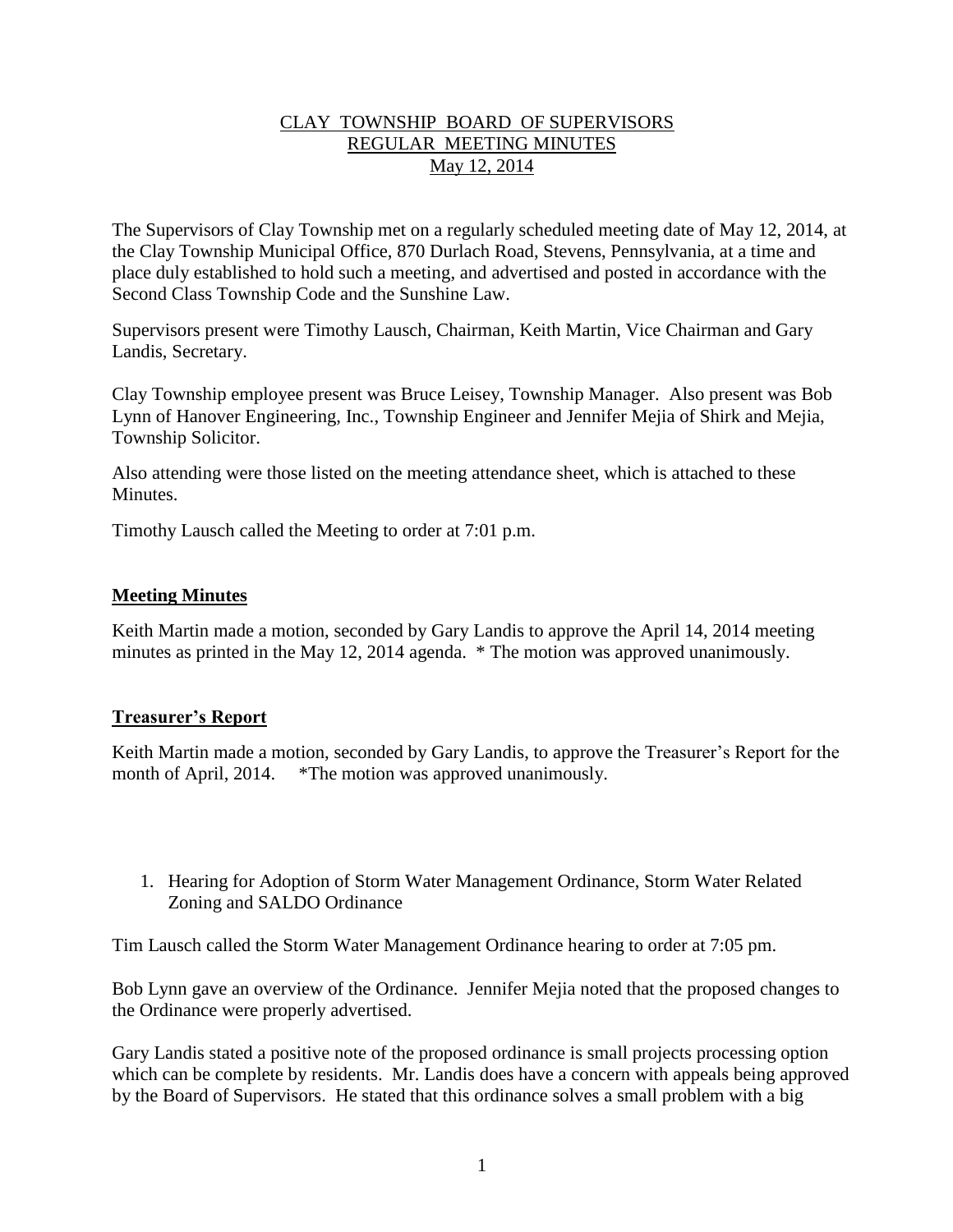# CLAY TOWNSHIP BOARD OF SUPERVISORS
## REGULAR MEETING MINUTES
### May 12, 2014

The Supervisors of Clay Township met on a regularly scheduled meeting date of May 12, 2014, at the Clay Township Municipal Office, 870 Durlach Road, Stevens, Pennsylvania, at a time and place duly established to hold such a meeting, and advertised and posted in accordance with the Second Class Township Code and the Sunshine Law.

Supervisors present were Timothy Lausch, Chairman, Keith Martin, Vice Chairman and Gary Landis, Secretary.

Clay Township employee present was Bruce Leisey, Township Manager. Also present was Bob Lynn of Hanover Engineering, Inc., Township Engineer and Jennifer Mejia of Shirk and Mejia, Township Solicitor.

Also attending were those listed on the meeting attendance sheet, which is attached to these Minutes.

Timothy Lausch called the Meeting to order at 7:01 p.m.

**Meeting Minutes**

Keith Martin made a motion, seconded by Gary Landis to approve the April 14, 2014 meeting minutes as printed in the May 12, 2014 agenda. * The motion was approved unanimously.

**Treasurer's Report**

Keith Martin made a motion, seconded by Gary Landis, to approve the Treasurer's Report for the month of April, 2014. *The motion was approved unanimously.

1. Hearing for Adoption of Storm Water Management Ordinance, Storm Water Related Zoning and SALDO Ordinance

Tim Lausch called the Storm Water Management Ordinance hearing to order at 7:05 pm.

Bob Lynn gave an overview of the Ordinance. Jennifer Mejia noted that the proposed changes to the Ordinance were properly advertised.

Gary Landis stated a positive note of the proposed ordinance is small projects processing option which can be complete by residents. Mr. Landis does have a concern with appeals being approved by the Board of Supervisors. He stated that this ordinance solves a small problem with a big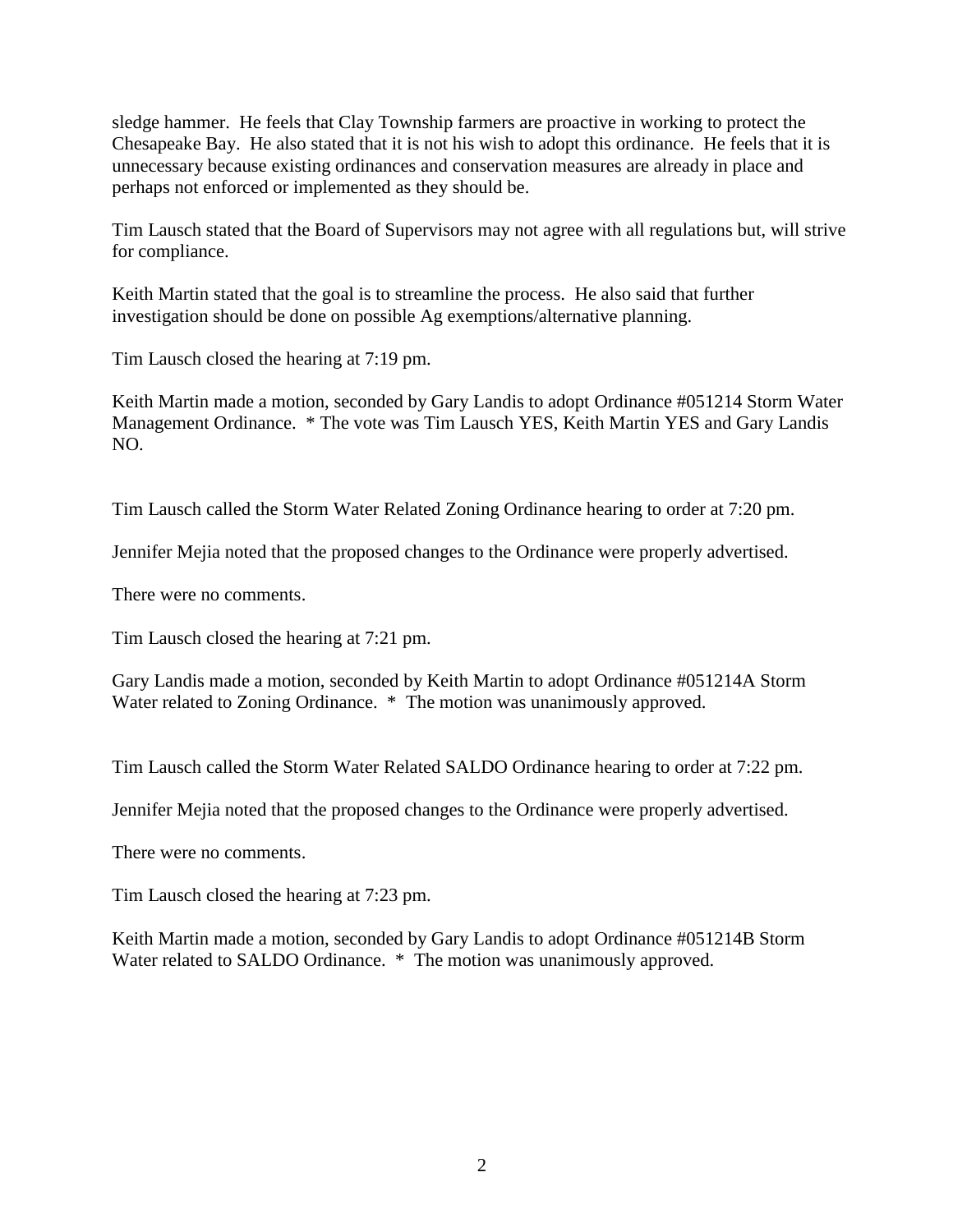sledge hammer. He feels that Clay Township farmers are proactive in working to protect the Chesapeake Bay. He also stated that it is not his wish to adopt this ordinance. He feels that it is unnecessary because existing ordinances and conservation measures are already in place and perhaps not enforced or implemented as they should be.

Tim Lausch stated that the Board of Supervisors may not agree with all regulations but, will strive for compliance.

Keith Martin stated that the goal is to streamline the process. He also said that further investigation should be done on possible Ag exemptions/alternative planning.

Tim Lausch closed the hearing at 7:19 pm.

Keith Martin made a motion, seconded by Gary Landis to adopt Ordinance #051214 Storm Water Management Ordinance. * The vote was Tim Lausch YES, Keith Martin YES and Gary Landis NO.

Tim Lausch called the Storm Water Related Zoning Ordinance hearing to order at 7:20 pm.

Jennifer Mejia noted that the proposed changes to the Ordinance were properly advertised.

There were no comments.

Tim Lausch closed the hearing at 7:21 pm.

Gary Landis made a motion, seconded by Keith Martin to adopt Ordinance #051214A Storm Water related to Zoning Ordinance. * The motion was unanimously approved.

Tim Lausch called the Storm Water Related SALDO Ordinance hearing to order at 7:22 pm.

Jennifer Mejia noted that the proposed changes to the Ordinance were properly advertised.

There were no comments.

Tim Lausch closed the hearing at 7:23 pm.

Keith Martin made a motion, seconded by Gary Landis to adopt Ordinance #051214B Storm Water related to SALDO Ordinance. * The motion was unanimously approved.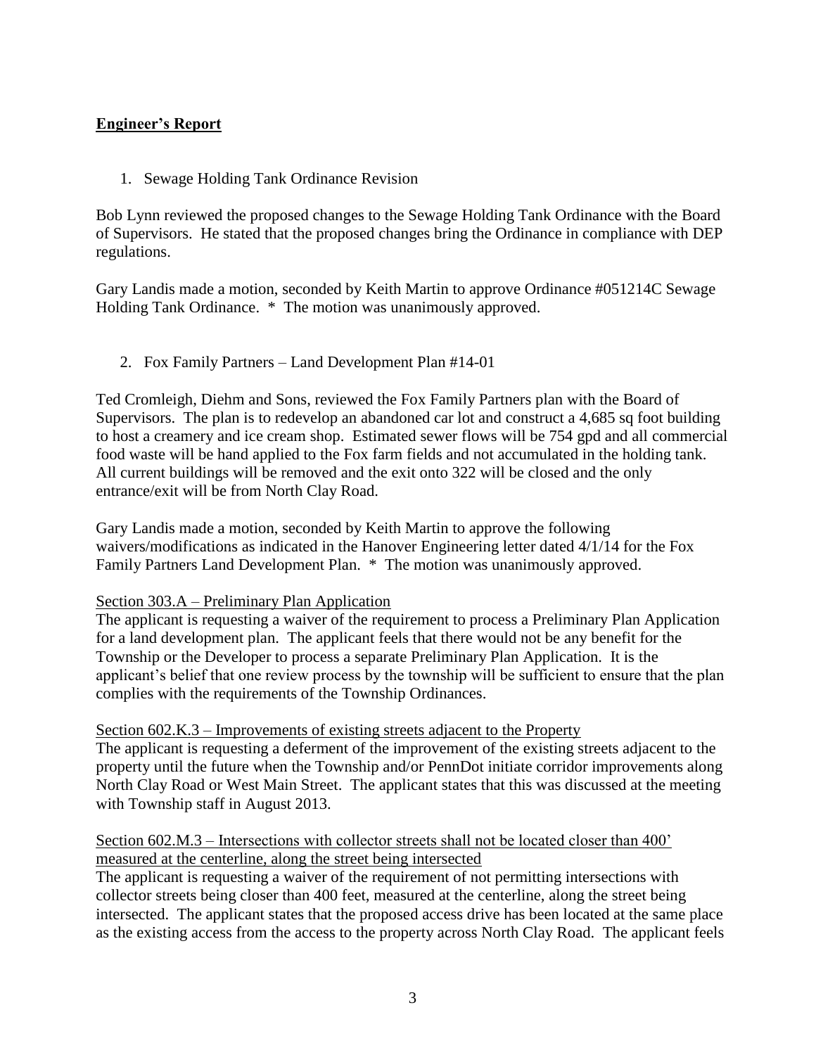## **Engineer's Report**

1. Sewage Holding Tank Ordinance Revision

Bob Lynn reviewed the proposed changes to the Sewage Holding Tank Ordinance with the Board of Supervisors. He stated that the proposed changes bring the Ordinance in compliance with DEP regulations.

Gary Landis made a motion, seconded by Keith Martin to approve Ordinance #051214C Sewage Holding Tank Ordinance. * The motion was unanimously approved.

2. Fox Family Partners – Land Development Plan #14-01

Ted Cromleigh, Diehm and Sons, reviewed the Fox Family Partners plan with the Board of Supervisors. The plan is to redevelop an abandoned car lot and construct a 4,685 sq foot building to host a creamery and ice cream shop. Estimated sewer flows will be 754 gpd and all commercial food waste will be hand applied to the Fox farm fields and not accumulated in the holding tank. All current buildings will be removed and the exit onto 322 will be closed and the only entrance/exit will be from North Clay Road.

Gary Landis made a motion, seconded by Keith Martin to approve the following waivers/modifications as indicated in the Hanover Engineering letter dated 4/1/14 for the Fox Family Partners Land Development Plan. * The motion was unanimously approved.

<u>Section 303.A – Preliminary Plan Application</u>

The applicant is requesting a waiver of the requirement to process a Preliminary Plan Application for a land development plan. The applicant feels that there would not be any benefit for the Township or the Developer to process a separate Preliminary Plan Application. It is the applicant's belief that one review process by the township will be sufficient to ensure that the plan complies with the requirements of the Township Ordinances.

<u>Section 602.K.3 – Improvements of existing streets adjacent to the Property</u>

The applicant is requesting a deferment of the improvement of the existing streets adjacent to the property until the future when the Township and/or PennDot initiate corridor improvements along North Clay Road or West Main Street. The applicant states that this was discussed at the meeting with Township staff in August 2013.

<u>Section 602.M.3 – Intersections with collector streets shall not be located closer than 400' measured at the centerline, along the street being intersected</u>

The applicant is requesting a waiver of the requirement of not permitting intersections with collector streets being closer than 400 feet, measured at the centerline, along the street being intersected. The applicant states that the proposed access drive has been located at the same place as the existing access from the access to the property across North Clay Road. The applicant feels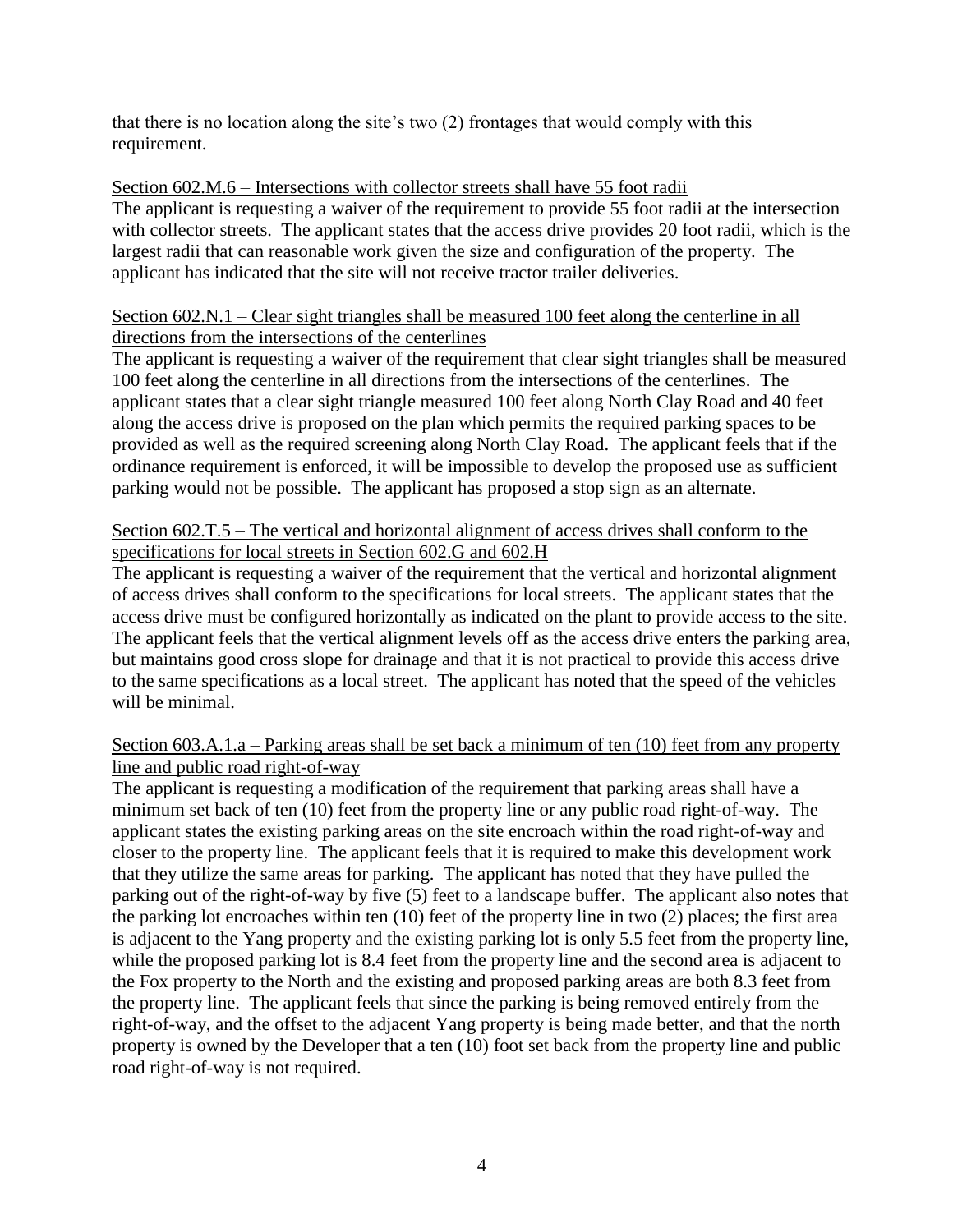that there is no location along the site's two (2) frontages that would comply with this requirement.

<u>Section 602.M.6 – Intersections with collector streets shall have 55 foot radii</u>

The applicant is requesting a waiver of the requirement to provide 55 foot radii at the intersection with collector streets. The applicant states that the access drive provides 20 foot radii, which is the largest radii that can reasonable work given the size and configuration of the property. The applicant has indicated that the site will not receive tractor trailer deliveries.

<u>Section 602.N.1 – Clear sight triangles shall be measured 100 feet along the centerline in all directions from the intersections of the centerlines</u>

The applicant is requesting a waiver of the requirement that clear sight triangles shall be measured 100 feet along the centerline in all directions from the intersections of the centerlines. The applicant states that a clear sight triangle measured 100 feet along North Clay Road and 40 feet along the access drive is proposed on the plan which permits the required parking spaces to be provided as well as the required screening along North Clay Road. The applicant feels that if the ordinance requirement is enforced, it will be impossible to develop the proposed use as sufficient parking would not be possible. The applicant has proposed a stop sign as an alternate.

<u>Section 602.T.5 – The vertical and horizontal alignment of access drives shall conform to the specifications for local streets in Section 602.G and 602.H</u>

The applicant is requesting a waiver of the requirement that the vertical and horizontal alignment of access drives shall conform to the specifications for local streets. The applicant states that the access drive must be configured horizontally as indicated on the plant to provide access to the site. The applicant feels that the vertical alignment levels off as the access drive enters the parking area, but maintains good cross slope for drainage and that it is not practical to provide this access drive to the same specifications as a local street. The applicant has noted that the speed of the vehicles will be minimal.

<u>Section 603.A.1.a – Parking areas shall be set back a minimum of ten (10) feet from any property line and public road right-of-way</u>

The applicant is requesting a modification of the requirement that parking areas shall have a minimum set back of ten (10) feet from the property line or any public road right-of-way. The applicant states the existing parking areas on the site encroach within the road right-of-way and closer to the property line. The applicant feels that it is required to make this development work that they utilize the same areas for parking. The applicant has noted that they have pulled the parking out of the right-of-way by five (5) feet to a landscape buffer. The applicant also notes that the parking lot encroaches within ten (10) feet of the property line in two (2) places; the first area is adjacent to the Yang property and the existing parking lot is only 5.5 feet from the property line, while the proposed parking lot is 8.4 feet from the property line and the second area is adjacent to the Fox property to the North and the existing and proposed parking areas are both 8.3 feet from the property line. The applicant feels that since the parking is being removed entirely from the right-of-way, and the offset to the adjacent Yang property is being made better, and that the north property is owned by the Developer that a ten (10) foot set back from the property line and public road right-of-way is not required.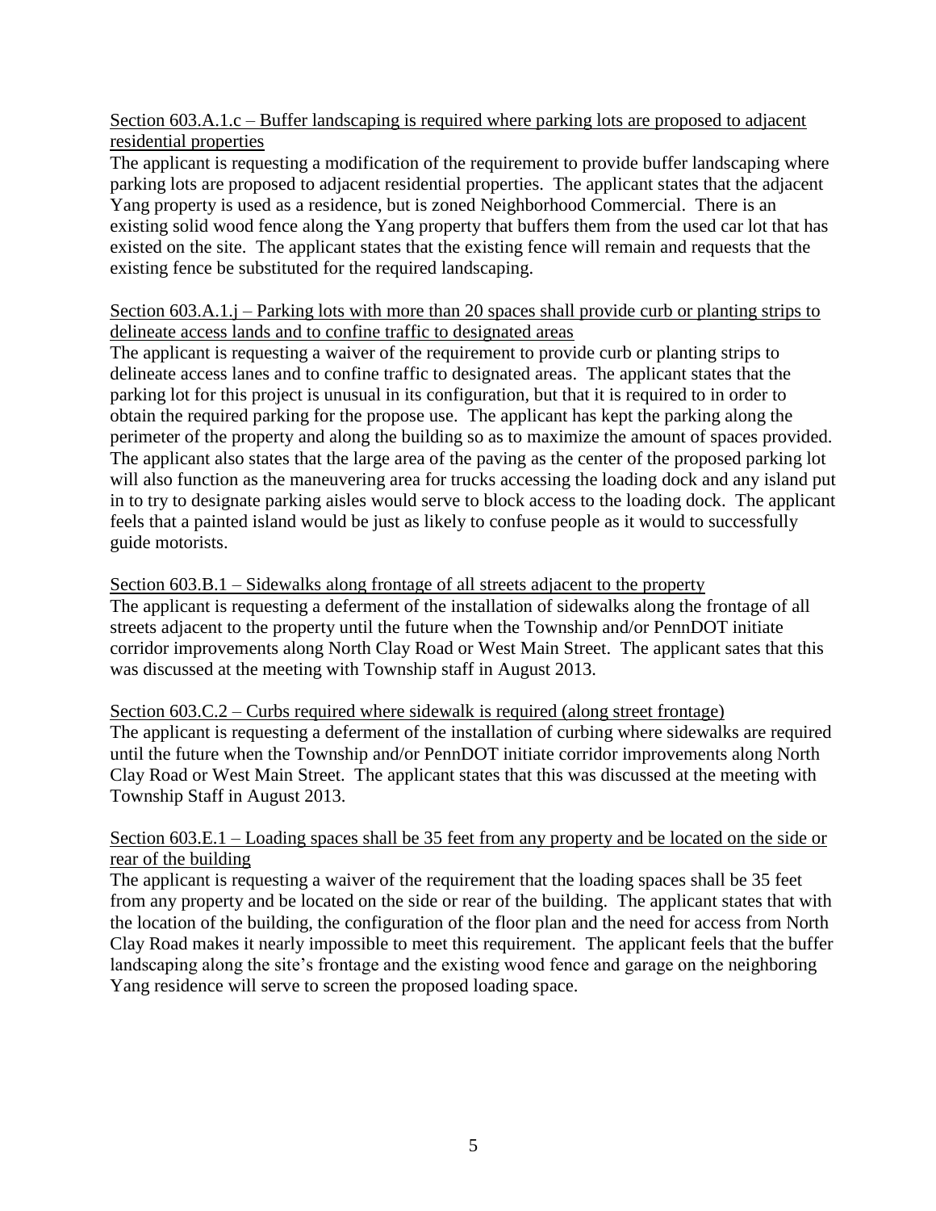<u>Section 603.A.1.c – Buffer landscaping is required where parking lots are proposed to adjacent residential properties</u>

The applicant is requesting a modification of the requirement to provide buffer landscaping where parking lots are proposed to adjacent residential properties. The applicant states that the adjacent Yang property is used as a residence, but is zoned Neighborhood Commercial. There is an existing solid wood fence along the Yang property that buffers them from the used car lot that has existed on the site. The applicant states that the existing fence will remain and requests that the existing fence be substituted for the required landscaping.

<u>Section 603.A.1.j – Parking lots with more than 20 spaces shall provide curb or planting strips to delineate access lands and to confine traffic to designated areas</u>

The applicant is requesting a waiver of the requirement to provide curb or planting strips to delineate access lanes and to confine traffic to designated areas. The applicant states that the parking lot for this project is unusual in its configuration, but that it is required to in order to obtain the required parking for the propose use. The applicant has kept the parking along the perimeter of the property and along the building so as to maximize the amount of spaces provided. The applicant also states that the large area of the paving as the center of the proposed parking lot will also function as the maneuvering area for trucks accessing the loading dock and any island put in to try to designate parking aisles would serve to block access to the loading dock. The applicant feels that a painted island would be just as likely to confuse people as it would to successfully guide motorists.

<u>Section 603.B.1 – Sidewalks along frontage of all streets adjacent to the property</u>

The applicant is requesting a deferment of the installation of sidewalks along the frontage of all streets adjacent to the property until the future when the Township and/or PennDOT initiate corridor improvements along North Clay Road or West Main Street. The applicant sates that this was discussed at the meeting with Township staff in August 2013.

<u>Section 603.C.2 – Curbs required where sidewalk is required (along street frontage)</u>

The applicant is requesting a deferment of the installation of curbing where sidewalks are required until the future when the Township and/or PennDOT initiate corridor improvements along North Clay Road or West Main Street. The applicant states that this was discussed at the meeting with Township Staff in August 2013.

<u>Section 603.E.1 – Loading spaces shall be 35 feet from any property and be located on the side or rear of the building</u>

The applicant is requesting a waiver of the requirement that the loading spaces shall be 35 feet from any property and be located on the side or rear of the building. The applicant states that with the location of the building, the configuration of the floor plan and the need for access from North Clay Road makes it nearly impossible to meet this requirement. The applicant feels that the buffer landscaping along the site's frontage and the existing wood fence and garage on the neighboring Yang residence will serve to screen the proposed loading space.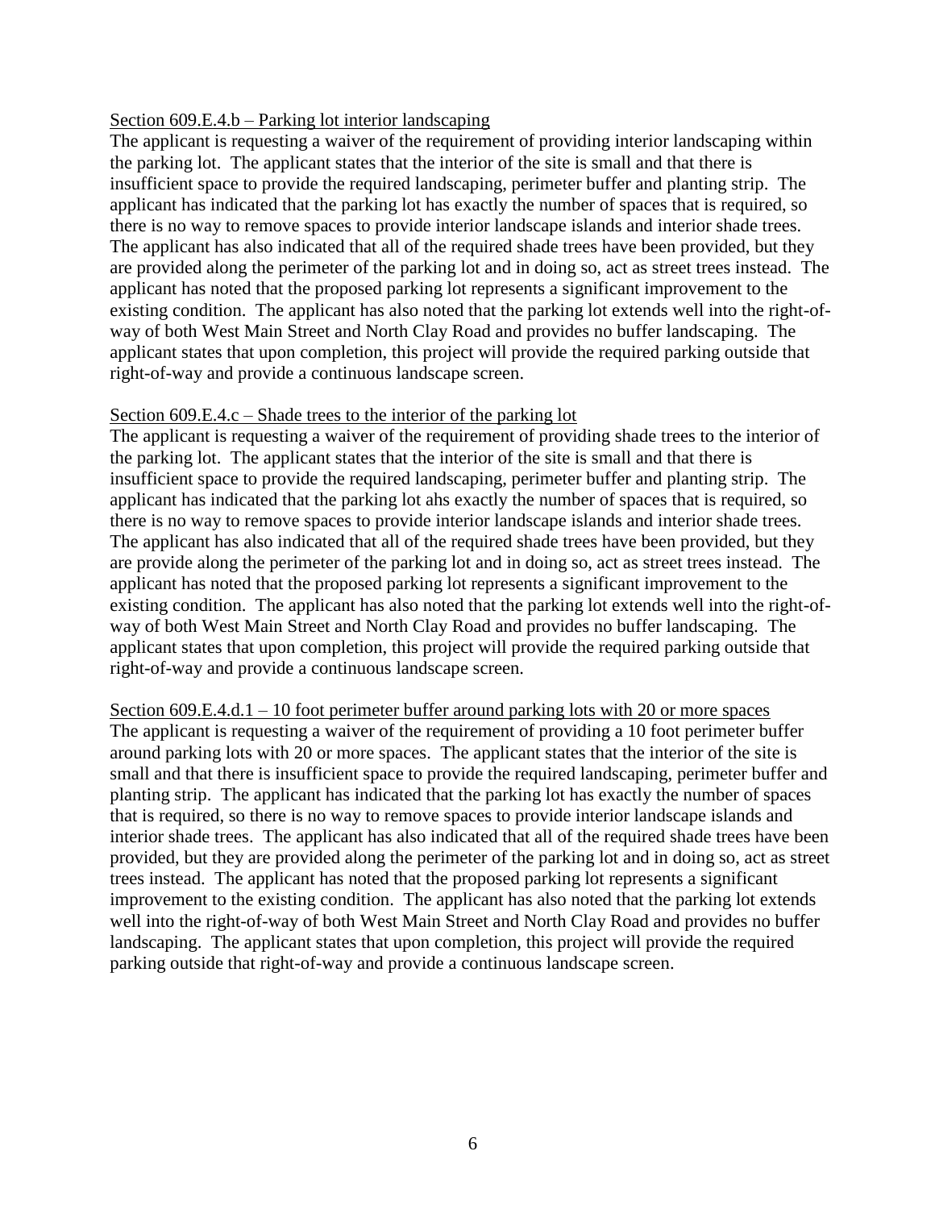<u>Section 609.E.4.b – Parking lot interior landscaping</u>

The applicant is requesting a waiver of the requirement of providing interior landscaping within the parking lot. The applicant states that the interior of the site is small and that there is insufficient space to provide the required landscaping, perimeter buffer and planting strip. The applicant has indicated that the parking lot has exactly the number of spaces that is required, so there is no way to remove spaces to provide interior landscape islands and interior shade trees. The applicant has also indicated that all of the required shade trees have been provided, but they are provided along the perimeter of the parking lot and in doing so, act as street trees instead. The applicant has noted that the proposed parking lot represents a significant improvement to the existing condition. The applicant has also noted that the parking lot extends well into the right-of-way of both West Main Street and North Clay Road and provides no buffer landscaping. The applicant states that upon completion, this project will provide the required parking outside that right-of-way and provide a continuous landscape screen.

<u>Section 609.E.4.c – Shade trees to the interior of the parking lot</u>

The applicant is requesting a waiver of the requirement of providing shade trees to the interior of the parking lot. The applicant states that the interior of the site is small and that there is insufficient space to provide the required landscaping, perimeter buffer and planting strip. The applicant has indicated that the parking lot ahs exactly the number of spaces that is required, so there is no way to remove spaces to provide interior landscape islands and interior shade trees. The applicant has also indicated that all of the required shade trees have been provided, but they are provide along the perimeter of the parking lot and in doing so, act as street trees instead. The applicant has noted that the proposed parking lot represents a significant improvement to the existing condition. The applicant has also noted that the parking lot extends well into the right-of-way of both West Main Street and North Clay Road and provides no buffer landscaping. The applicant states that upon completion, this project will provide the required parking outside that right-of-way and provide a continuous landscape screen.

<u>Section 609.E.4.d.1 – 10 foot perimeter buffer around parking lots with 20 or more spaces</u>

The applicant is requesting a waiver of the requirement of providing a 10 foot perimeter buffer around parking lots with 20 or more spaces. The applicant states that the interior of the site is small and that there is insufficient space to provide the required landscaping, perimeter buffer and planting strip. The applicant has indicated that the parking lot has exactly the number of spaces that is required, so there is no way to remove spaces to provide interior landscape islands and interior shade trees. The applicant has also indicated that all of the required shade trees have been provided, but they are provided along the perimeter of the parking lot and in doing so, act as street trees instead. The applicant has noted that the proposed parking lot represents a significant improvement to the existing condition. The applicant has also noted that the parking lot extends well into the right-of-way of both West Main Street and North Clay Road and provides no buffer landscaping. The applicant states that upon completion, this project will provide the required parking outside that right-of-way and provide a continuous landscape screen.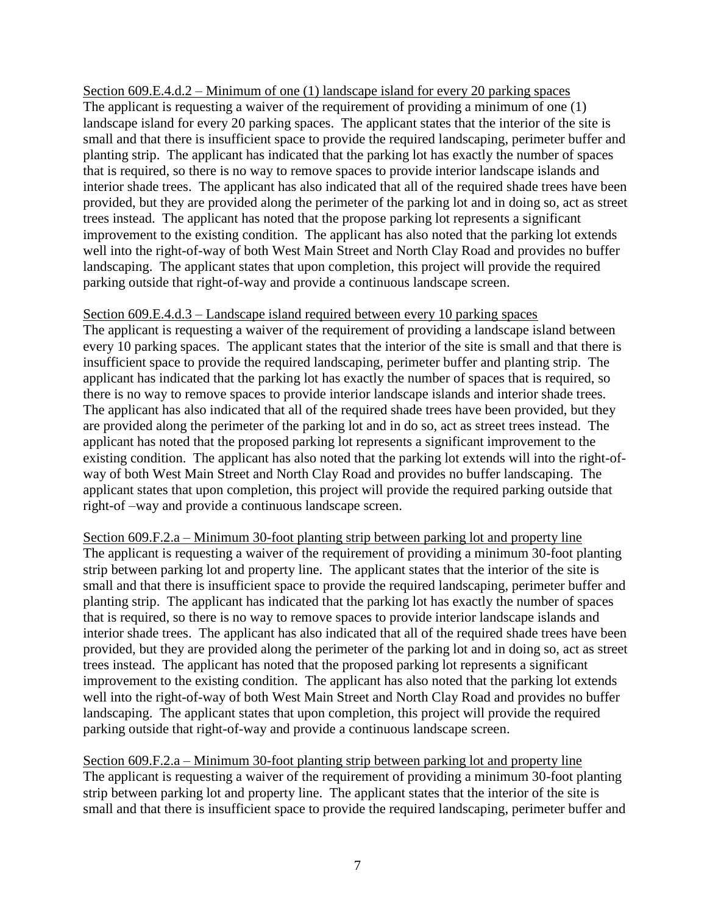<u>Section 609.E.4.d.2 – Minimum of one (1) landscape island for every 20 parking spaces</u>
The applicant is requesting a waiver of the requirement of providing a minimum of one (1) landscape island for every 20 parking spaces. The applicant states that the interior of the site is small and that there is insufficient space to provide the required landscaping, perimeter buffer and planting strip. The applicant has indicated that the parking lot has exactly the number of spaces that is required, so there is no way to remove spaces to provide interior landscape islands and interior shade trees. The applicant has also indicated that all of the required shade trees have been provided, but they are provided along the perimeter of the parking lot and in doing so, act as street trees instead. The applicant has noted that the propose parking lot represents a significant improvement to the existing condition. The applicant has also noted that the parking lot extends well into the right-of-way of both West Main Street and North Clay Road and provides no buffer landscaping. The applicant states that upon completion, this project will provide the required parking outside that right-of-way and provide a continuous landscape screen.

<u>Section 609.E.4.d.3 – Landscape island required between every 10 parking spaces</u>
The applicant is requesting a waiver of the requirement of providing a landscape island between every 10 parking spaces. The applicant states that the interior of the site is small and that there is insufficient space to provide the required landscaping, perimeter buffer and planting strip. The applicant has indicated that the parking lot has exactly the number of spaces that is required, so there is no way to remove spaces to provide interior landscape islands and interior shade trees. The applicant has also indicated that all of the required shade trees have been provided, but they are provided along the perimeter of the parking lot and in do so, act as street trees instead. The applicant has noted that the proposed parking lot represents a significant improvement to the existing condition. The applicant has also noted that the parking lot extends will into the right-of-way of both West Main Street and North Clay Road and provides no buffer landscaping. The applicant states that upon completion, this project will provide the required parking outside that right-of –way and provide a continuous landscape screen.

<u>Section 609.F.2.a – Minimum 30-foot planting strip between parking lot and property line</u>
The applicant is requesting a waiver of the requirement of providing a minimum 30-foot planting strip between parking lot and property line. The applicant states that the interior of the site is small and that there is insufficient space to provide the required landscaping, perimeter buffer and planting strip. The applicant has indicated that the parking lot has exactly the number of spaces that is required, so there is no way to remove spaces to provide interior landscape islands and interior shade trees. The applicant has also indicated that all of the required shade trees have been provided, but they are provided along the perimeter of the parking lot and in doing so, act as street trees instead. The applicant has noted that the proposed parking lot represents a significant improvement to the existing condition. The applicant has also noted that the parking lot extends well into the right-of-way of both West Main Street and North Clay Road and provides no buffer landscaping. The applicant states that upon completion, this project will provide the required parking outside that right-of-way and provide a continuous landscape screen.

<u>Section 609.F.2.a – Minimum 30-foot planting strip between parking lot and property line</u>
The applicant is requesting a waiver of the requirement of providing a minimum 30-foot planting strip between parking lot and property line. The applicant states that the interior of the site is small and that there is insufficient space to provide the required landscaping, perimeter buffer and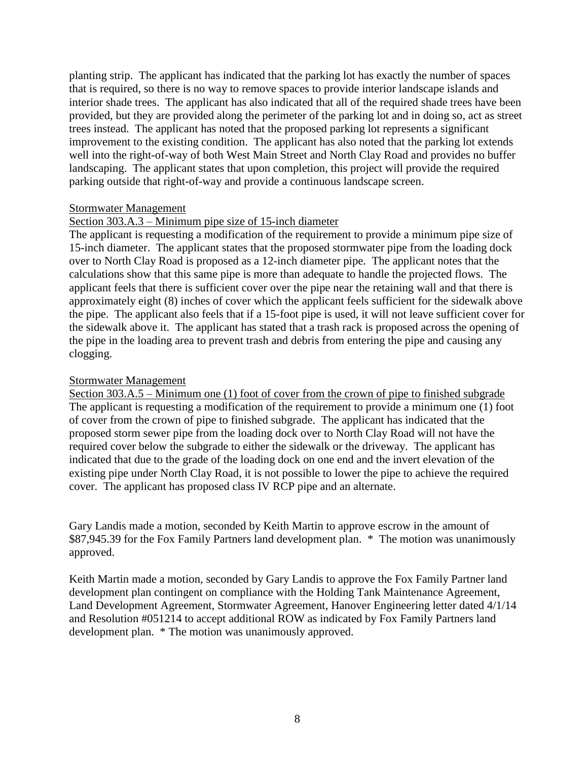planting strip. The applicant has indicated that the parking lot has exactly the number of spaces that is required, so there is no way to remove spaces to provide interior landscape islands and interior shade trees. The applicant has also indicated that all of the required shade trees have been provided, but they are provided along the perimeter of the parking lot and in doing so, act as street trees instead. The applicant has noted that the proposed parking lot represents a significant improvement to the existing condition. The applicant has also noted that the parking lot extends well into the right-of-way of both West Main Street and North Clay Road and provides no buffer landscaping. The applicant states that upon completion, this project will provide the required parking outside that right-of-way and provide a continuous landscape screen.

<u>Stormwater Management</u>

<u>Section 303.A.3 – Minimum pipe size of 15-inch diameter</u>

The applicant is requesting a modification of the requirement to provide a minimum pipe size of 15-inch diameter. The applicant states that the proposed stormwater pipe from the loading dock over to North Clay Road is proposed as a 12-inch diameter pipe. The applicant notes that the calculations show that this same pipe is more than adequate to handle the projected flows. The applicant feels that there is sufficient cover over the pipe near the retaining wall and that there is approximately eight (8) inches of cover which the applicant feels sufficient for the sidewalk above the pipe. The applicant also feels that if a 15-foot pipe is used, it will not leave sufficient cover for the sidewalk above it. The applicant has stated that a trash rack is proposed across the opening of the pipe in the loading area to prevent trash and debris from entering the pipe and causing any clogging.

<u>Stormwater Management</u>

<u>Section 303.A.5 – Minimum one (1) foot of cover from the crown of pipe to finished subgrade</u>

The applicant is requesting a modification of the requirement to provide a minimum one (1) foot of cover from the crown of pipe to finished subgrade. The applicant has indicated that the proposed storm sewer pipe from the loading dock over to North Clay Road will not have the required cover below the subgrade to either the sidewalk or the driveway. The applicant has indicated that due to the grade of the loading dock on one end and the invert elevation of the existing pipe under North Clay Road, it is not possible to lower the pipe to achieve the required cover. The applicant has proposed class IV RCP pipe and an alternate.

Gary Landis made a motion, seconded by Keith Martin to approve escrow in the amount of $87,945.39 for the Fox Family Partners land development plan. * The motion was unanimously approved.

Keith Martin made a motion, seconded by Gary Landis to approve the Fox Family Partner land development plan contingent on compliance with the Holding Tank Maintenance Agreement, Land Development Agreement, Stormwater Agreement, Hanover Engineering letter dated 4/1/14 and Resolution #051214 to accept additional ROW as indicated by Fox Family Partners land development plan. * The motion was unanimously approved.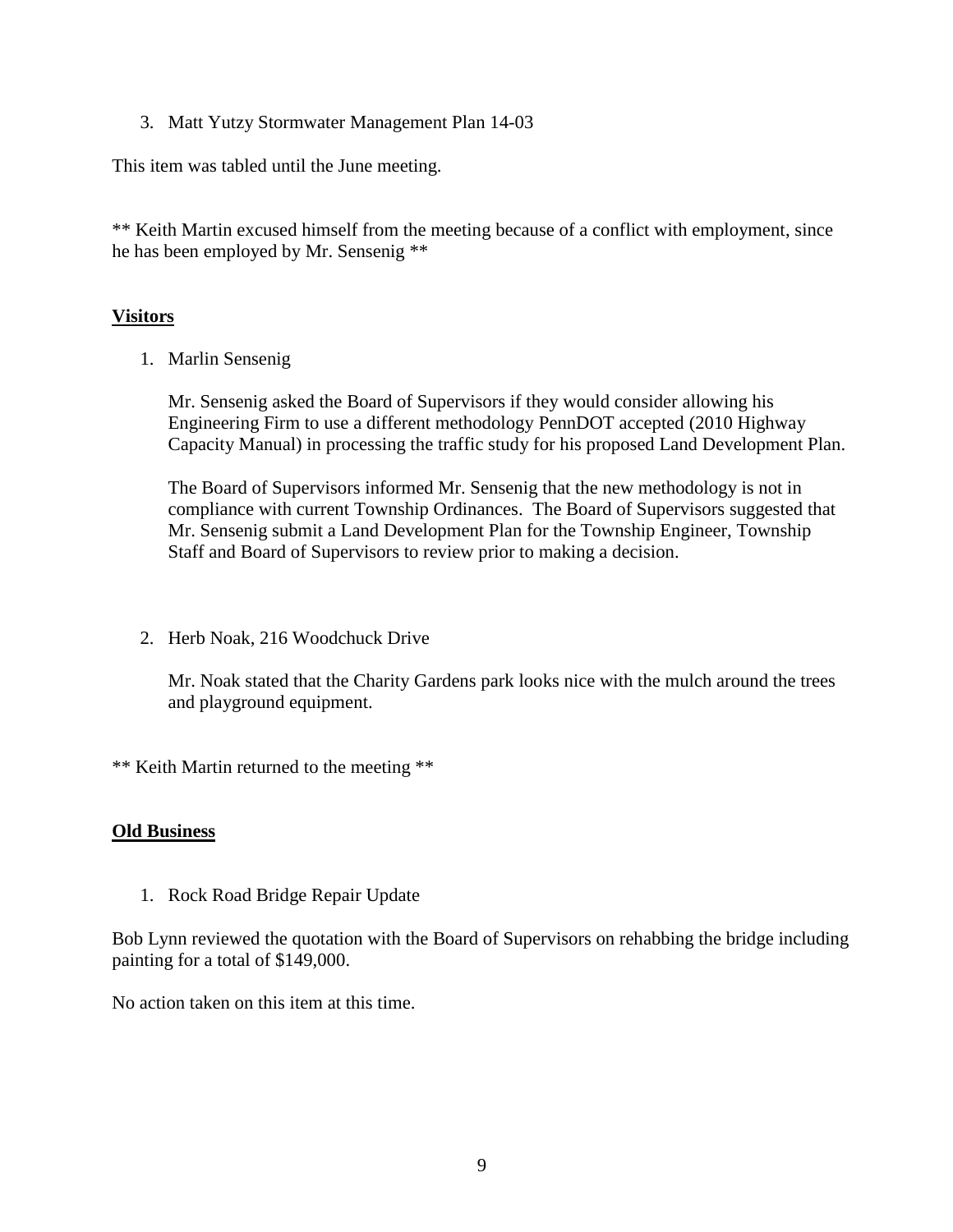3. Matt Yutzy Stormwater Management Plan 14-03

This item was tabled until the June meeting.

** Keith Martin excused himself from the meeting because of a conflict with employment, since he has been employed by Mr. Sensenig **

## **Visitors**

1. Marlin Sensenig

   Mr. Sensenig asked the Board of Supervisors if they would consider allowing his Engineering Firm to use a different methodology PennDOT accepted (2010 Highway Capacity Manual) in processing the traffic study for his proposed Land Development Plan.

   The Board of Supervisors informed Mr. Sensenig that the new methodology is not in compliance with current Township Ordinances. The Board of Supervisors suggested that Mr. Sensenig submit a Land Development Plan for the Township Engineer, Township Staff and Board of Supervisors to review prior to making a decision.

2. Herb Noak, 216 Woodchuck Drive

   Mr. Noak stated that the Charity Gardens park looks nice with the mulch around the trees and playground equipment.

** Keith Martin returned to the meeting **

## **Old Business**

1. Rock Road Bridge Repair Update

Bob Lynn reviewed the quotation with the Board of Supervisors on rehabbing the bridge including painting for a total of $149,000.

No action taken on this item at this time.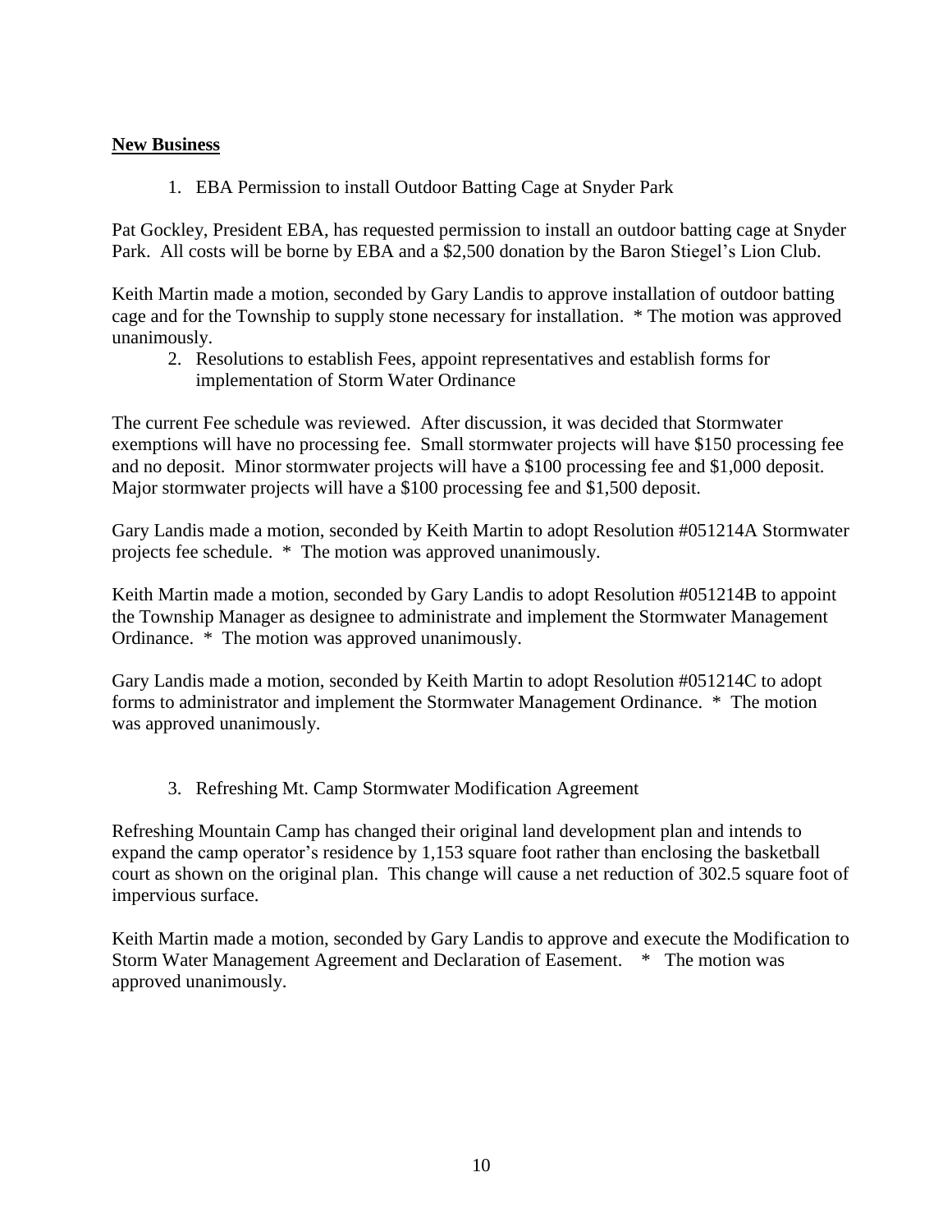**New Business**

1. EBA Permission to install Outdoor Batting Cage at Snyder Park

Pat Gockley, President EBA, has requested permission to install an outdoor batting cage at Snyder Park. All costs will be borne by EBA and a $2,500 donation by the Baron Stiegel's Lion Club.

Keith Martin made a motion, seconded by Gary Landis to approve installation of outdoor batting cage and for the Township to supply stone necessary for installation. * The motion was approved unanimously.

2. Resolutions to establish Fees, appoint representatives and establish forms for implementation of Storm Water Ordinance

The current Fee schedule was reviewed. After discussion, it was decided that Stormwater exemptions will have no processing fee. Small stormwater projects will have $150 processing fee and no deposit. Minor stormwater projects will have a $100 processing fee and $1,000 deposit. Major stormwater projects will have a $100 processing fee and $1,500 deposit.

Gary Landis made a motion, seconded by Keith Martin to adopt Resolution #051214A Stormwater projects fee schedule. * The motion was approved unanimously.

Keith Martin made a motion, seconded by Gary Landis to adopt Resolution #051214B to appoint the Township Manager as designee to administrate and implement the Stormwater Management Ordinance. * The motion was approved unanimously.

Gary Landis made a motion, seconded by Keith Martin to adopt Resolution #051214C to adopt forms to administrator and implement the Stormwater Management Ordinance. * The motion was approved unanimously.

3. Refreshing Mt. Camp Stormwater Modification Agreement

Refreshing Mountain Camp has changed their original land development plan and intends to expand the camp operator's residence by 1,153 square foot rather than enclosing the basketball court as shown on the original plan. This change will cause a net reduction of 302.5 square foot of impervious surface.

Keith Martin made a motion, seconded by Gary Landis to approve and execute the Modification to Storm Water Management Agreement and Declaration of Easement. * The motion was approved unanimously.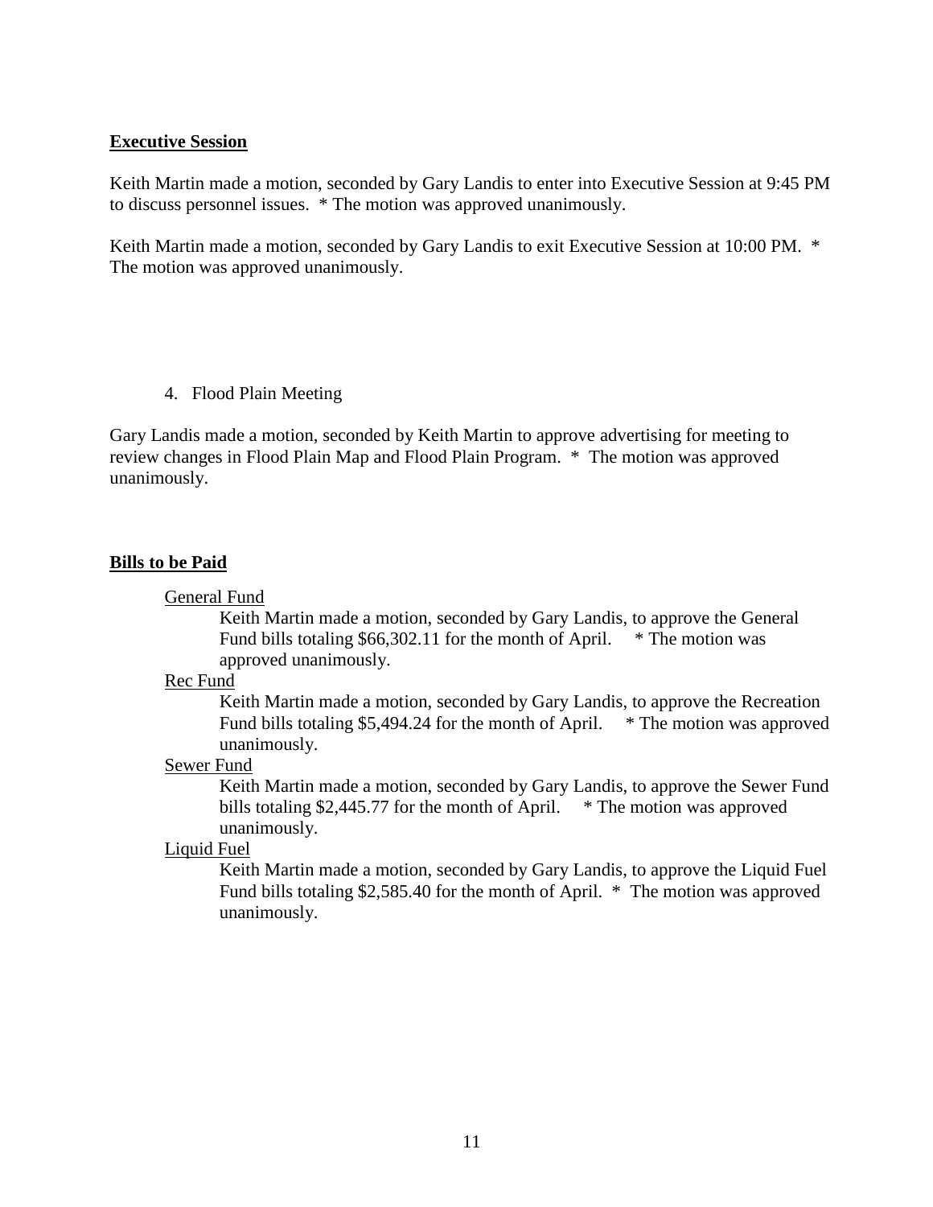**Executive Session**

Keith Martin made a motion, seconded by Gary Landis to enter into Executive Session at 9:45 PM to discuss personnel issues. * The motion was approved unanimously.

Keith Martin made a motion, seconded by Gary Landis to exit Executive Session at 10:00 PM. * The motion was approved unanimously.

4. Flood Plain Meeting

Gary Landis made a motion, seconded by Keith Martin to approve advertising for meeting to review changes in Flood Plain Map and Flood Plain Program. * The motion was approved unanimously.

**Bills to be Paid**

General Fund

Keith Martin made a motion, seconded by Gary Landis, to approve the General Fund bills totaling $66,302.11 for the month of April. * The motion was approved unanimously.

Rec Fund

Keith Martin made a motion, seconded by Gary Landis, to approve the Recreation Fund bills totaling $5,494.24 for the month of April. * The motion was approved unanimously.

Sewer Fund

Keith Martin made a motion, seconded by Gary Landis, to approve the Sewer Fund bills totaling $2,445.77 for the month of April. * The motion was approved unanimously.

Liquid Fuel

Keith Martin made a motion, seconded by Gary Landis, to approve the Liquid Fuel Fund bills totaling $2,585.40 for the month of April. * The motion was approved unanimously.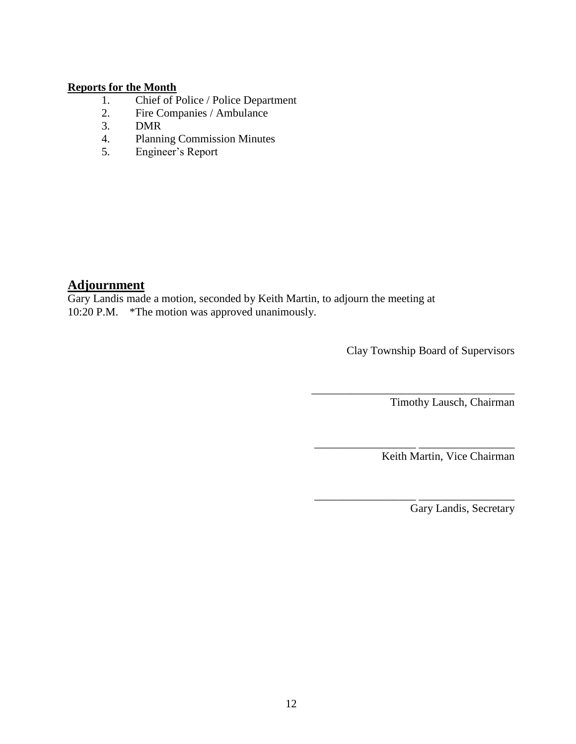**Reports for the Month**

1. Chief of Police / Police Department
2. Fire Companies / Ambulance
3. DMR
4. Planning Commission Minutes
5. Engineer's Report

## Adjournment

Gary Landis made a motion, seconded by Keith Martin, to adjourn the meeting at 10:20 P.M. *The motion was approved unanimously.

Clay Township Board of Supervisors

\_\_\_\_\_\_\_\_\_\_\_\_\_\_\_\_\_\_\_\_\_\_\_\_\_\_\_\_\_\_\_\_\_\_\_\_
Timothy Lausch, Chairman

\_\_\_\_\_\_\_\_\_\_\_\_\_\_\_\_\_\_\_\_\_\_\_\_\_\_\_\_\_\_\_\_\_\_\_\_
Keith Martin, Vice Chairman

\_\_\_\_\_\_\_\_\_\_\_\_\_\_\_\_\_\_\_\_\_\_\_\_\_\_\_\_\_\_\_\_\_\_\_\_
Gary Landis, Secretary